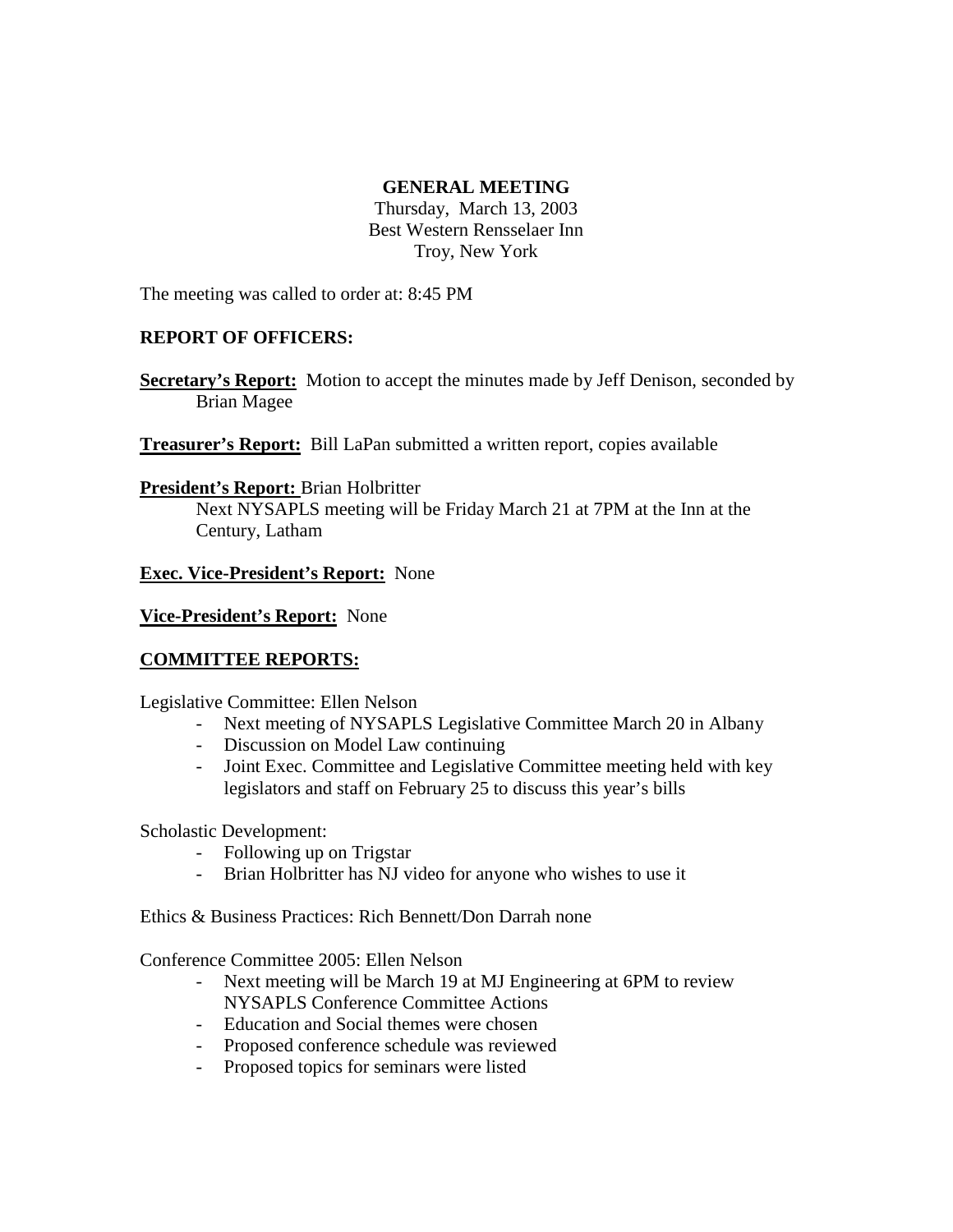**GENERAL MEETING**

Thursday, March 13, 2003
Best Western Rensselaer Inn
Troy, New York

The meeting was called to order at: 8:45 PM

**REPORT OF OFFICERS:**

**Secretary's Report:** Motion to accept the minutes made by Jeff Denison, seconded by Brian Magee

**Treasurer's Report:** Bill LaPan submitted a written report, copies available

**President's Report:** Brian Holbritter
Next NYSAPLS meeting will be Friday March 21 at 7PM at the Inn at the Century, Latham

**Exec. Vice-President's Report:** None

**Vice-President's Report:** None

**COMMITTEE REPORTS:**

Legislative Committee: Ellen Nelson

- Next meeting of NYSAPLS Legislative Committee March 20 in Albany
- Discussion on Model Law continuing
- Joint Exec. Committee and Legislative Committee meeting held with key legislators and staff on February 25 to discuss this year's bills

Scholastic Development:

- Following up on Trigstar
- Brian Holbritter has NJ video for anyone who wishes to use it

Ethics & Business Practices: Rich Bennett/Don Darrah none

Conference Committee 2005: Ellen Nelson

- Next meeting will be March 19 at MJ Engineering at 6PM to review NYSAPLS Conference Committee Actions
- Education and Social themes were chosen
- Proposed conference schedule was reviewed
- Proposed topics for seminars were listed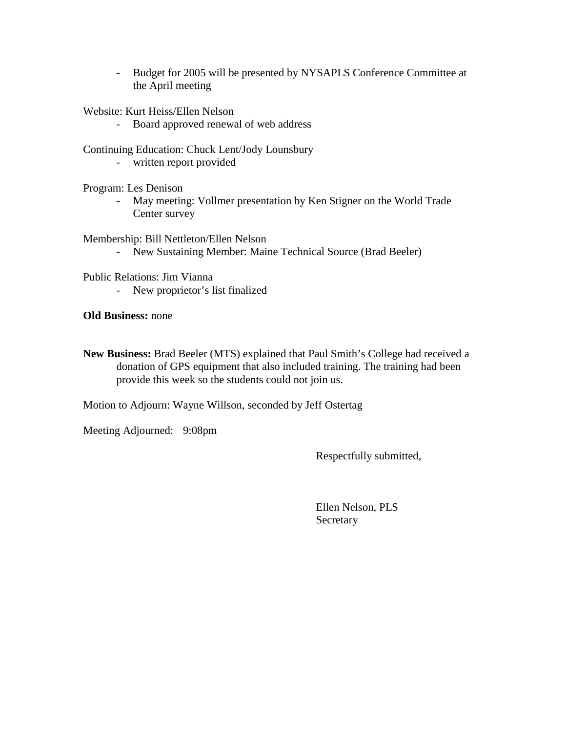- Budget for 2005 will be presented by NYSAPLS Conference Committee at the April meeting

Website: Kurt Heiss/Ellen Nelson

- Board approved renewal of web address

Continuing Education: Chuck Lent/Jody Lounsbury

- written report provided

Program: Les Denison

- May meeting: Vollmer presentation by Ken Stigner on the World Trade Center survey

Membership: Bill Nettleton/Ellen Nelson

- New Sustaining Member: Maine Technical Source (Brad Beeler)

Public Relations: Jim Vianna

- New proprietor's list finalized

**Old Business:** none

**New Business:** Brad Beeler (MTS) explained that Paul Smith's College had received a donation of GPS equipment that also included training. The training had been provide this week so the students could not join us.

Motion to Adjourn: Wayne Willson, seconded by Jeff Ostertag

Meeting Adjourned: 9:08pm

Respectfully submitted,

Ellen Nelson, PLS
Secretary